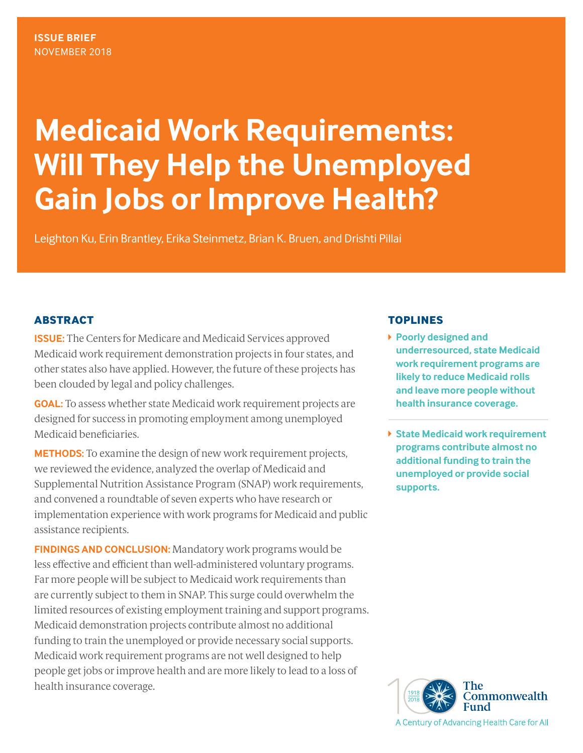ISSUE BRIEF
NOVEMBER 2018

# Medicaid Work Requirements: Will They Help the Unemployed Gain Jobs or Improve Health?

Leighton Ku, Erin Brantley, Erika Steinmetz, Brian K. Bruen, and Drishti Pillai

## ABSTRACT

**ISSUE:** The Centers for Medicare and Medicaid Services approved Medicaid work requirement demonstration projects in four states, and other states also have applied. However, the future of these projects has been clouded by legal and policy challenges.

**GOAL:** To assess whether state Medicaid work requirement projects are designed for success in promoting employment among unemployed Medicaid beneficiaries.

**METHODS:** To examine the design of new work requirement projects, we reviewed the evidence, analyzed the overlap of Medicaid and Supplemental Nutrition Assistance Program (SNAP) work requirements, and convened a roundtable of seven experts who have research or implementation experience with work programs for Medicaid and public assistance recipients.

**FINDINGS AND CONCLUSION:** Mandatory work programs would be less effective and efficient than well-administered voluntary programs. Far more people will be subject to Medicaid work requirements than are currently subject to them in SNAP. This surge could overwhelm the limited resources of existing employment training and support programs. Medicaid demonstration projects contribute almost no additional funding to train the unemployed or provide necessary social supports. Medicaid work requirement programs are not well designed to help people get jobs or improve health and are more likely to lead to a loss of health insurance coverage.

## TOPLINES

- **Poorly designed and underresourced, state Medicaid work requirement programs are likely to reduce Medicaid rolls and leave more people without health insurance coverage.**
- **State Medicaid work requirement programs contribute almost no additional funding to train the unemployed or provide social supports.**

The Commonwealth Fund
A Century of Advancing Health Care for All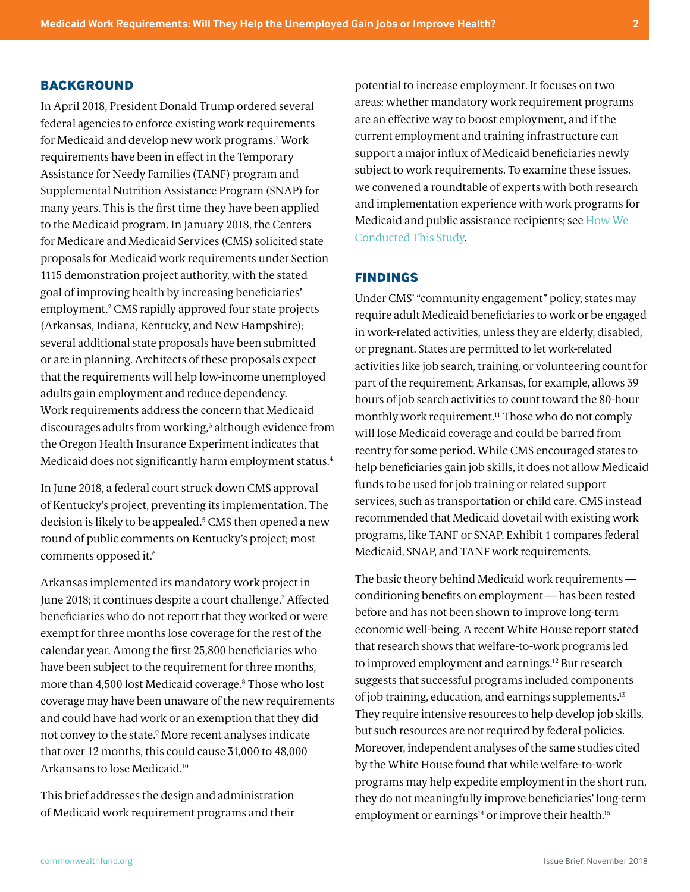## BACKGROUND

In April 2018, President Donald Trump ordered several federal agencies to enforce existing work requirements for Medicaid and develop new work programs.[1] Work requirements have been in effect in the Temporary Assistance for Needy Families (TANF) program and Supplemental Nutrition Assistance Program (SNAP) for many years. This is the first time they have been applied to the Medicaid program. In January 2018, the Centers for Medicare and Medicaid Services (CMS) solicited state proposals for Medicaid work requirements under Section 1115 demonstration project authority, with the stated goal of improving health by increasing beneficiaries' employment.[2] CMS rapidly approved four state projects (Arkansas, Indiana, Kentucky, and New Hampshire); several additional state proposals have been submitted or are in planning. Architects of these proposals expect that the requirements will help low-income unemployed adults gain employment and reduce dependency. Work requirements address the concern that Medicaid discourages adults from working,[3] although evidence from the Oregon Health Insurance Experiment indicates that Medicaid does not significantly harm employment status.[4]

In June 2018, a federal court struck down CMS approval of Kentucky's project, preventing its implementation. The decision is likely to be appealed.[5] CMS then opened a new round of public comments on Kentucky's project; most comments opposed it.[6]

Arkansas implemented its mandatory work project in June 2018; it continues despite a court challenge.[7] Affected beneficiaries who do not report that they worked or were exempt for three months lose coverage for the rest of the calendar year. Among the first 25,800 beneficiaries who have been subject to the requirement for three months, more than 4,500 lost Medicaid coverage.[8] Those who lost coverage may have been unaware of the new requirements and could have had work or an exemption that they did not convey to the state.[9] More recent analyses indicate that over 12 months, this could cause 31,000 to 48,000 Arkansans to lose Medicaid.[10]

This brief addresses the design and administration of Medicaid work requirement programs and their potential to increase employment. It focuses on two areas: whether mandatory work requirement programs are an effective way to boost employment, and if the current employment and training infrastructure can support a major influx of Medicaid beneficiaries newly subject to work requirements. To examine these issues, we convened a roundtable of experts with both research and implementation experience with work programs for Medicaid and public assistance recipients; see How We Conducted This Study.

## FINDINGS

Under CMS' "community engagement" policy, states may require adult Medicaid beneficiaries to work or be engaged in work-related activities, unless they are elderly, disabled, or pregnant. States are permitted to let work-related activities like job search, training, or volunteering count for part of the requirement; Arkansas, for example, allows 39 hours of job search activities to count toward the 80-hour monthly work requirement.[11] Those who do not comply will lose Medicaid coverage and could be barred from reentry for some period. While CMS encouraged states to help beneficiaries gain job skills, it does not allow Medicaid funds to be used for job training or related support services, such as transportation or child care. CMS instead recommended that Medicaid dovetail with existing work programs, like TANF or SNAP. Exhibit 1 compares federal Medicaid, SNAP, and TANF work requirements.

The basic theory behind Medicaid work requirements — conditioning benefits on employment — has been tested before and has not been shown to improve long-term economic well-being. A recent White House report stated that research shows that welfare-to-work programs led to improved employment and earnings.[12] But research suggests that successful programs included components of job training, education, and earnings supplements.[13] They require intensive resources to help develop job skills, but such resources are not required by federal policies. Moreover, independent analyses of the same studies cited by the White House found that while welfare-to-work programs may help expedite employment in the short run, they do not meaningfully improve beneficiaries' long-term employment or earnings[14] or improve their health.[15]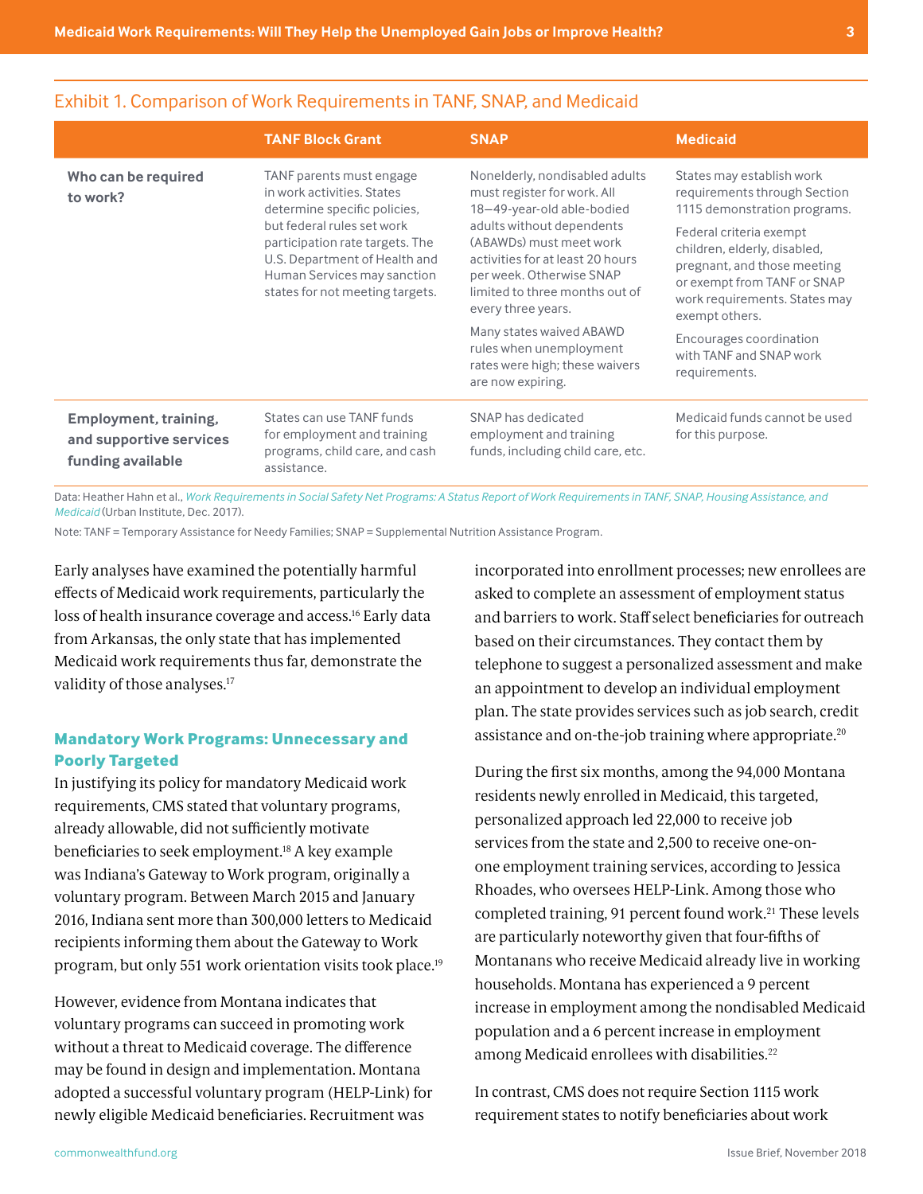## Exhibit 1. Comparison of Work Requirements in TANF, SNAP, and Medicaid

| | TANF Block Grant | SNAP | Medicaid |
|---|---|---|---|
| **Who can be required to work?** | TANF parents must engage in work activities. States determine specific policies, but federal rules set work participation rate targets. The U.S. Department of Health and Human Services may sanction states for not meeting targets. | Nonelderly, nondisabled adults must register for work. All 18–49-year-old able-bodied adults without dependents (ABAWDs) must meet work activities for at least 20 hours per week. Otherwise SNAP limited to three months out of every three years.<br><br>Many states waived ABAWD rules when unemployment rates were high; these waivers are now expiring. | States may establish work requirements through Section 1115 demonstration programs.<br><br>Federal criteria exempt children, elderly, disabled, pregnant, and those meeting or exempt from TANF or SNAP work requirements. States may exempt others.<br><br>Encourages coordination with TANF and SNAP work requirements. |
| **Employment, training, and supportive services funding available** | States can use TANF funds for employment and training programs, child care, and cash assistance. | SNAP has dedicated employment and training funds, including child care, etc. | Medicaid funds cannot be used for this purpose. |

Data: Heather Hahn et al., *Work Requirements in Social Safety Net Programs: A Status Report of Work Requirements in TANF, SNAP, Housing Assistance, and Medicaid* (Urban Institute, Dec. 2017).

Note: TANF = Temporary Assistance for Needy Families; SNAP = Supplemental Nutrition Assistance Program.

Early analyses have examined the potentially harmful effects of Medicaid work requirements, particularly the loss of health insurance coverage and access.[16] Early data from Arkansas, the only state that has implemented Medicaid work requirements thus far, demonstrate the validity of those analyses.[17]

### Mandatory Work Programs: Unnecessary and Poorly Targeted

In justifying its policy for mandatory Medicaid work requirements, CMS stated that voluntary programs, already allowable, did not sufficiently motivate beneficiaries to seek employment.[18] A key example was Indiana's Gateway to Work program, originally a voluntary program. Between March 2015 and January 2016, Indiana sent more than 300,000 letters to Medicaid recipients informing them about the Gateway to Work program, but only 551 work orientation visits took place.[19]

However, evidence from Montana indicates that voluntary programs can succeed in promoting work without a threat to Medicaid coverage. The difference may be found in design and implementation. Montana adopted a successful voluntary program (HELP-Link) for newly eligible Medicaid beneficiaries. Recruitment was incorporated into enrollment processes; new enrollees are asked to complete an assessment of employment status and barriers to work. Staff select beneficiaries for outreach based on their circumstances. They contact them by telephone to suggest a personalized assessment and make an appointment to develop an individual employment plan. The state provides services such as job search, credit assistance and on-the-job training where appropriate.[20]

During the first six months, among the 94,000 Montana residents newly enrolled in Medicaid, this targeted, personalized approach led 22,000 to receive job services from the state and 2,500 to receive one-on-one employment training services, according to Jessica Rhoades, who oversees HELP-Link. Among those who completed training, 91 percent found work.[21] These levels are particularly noteworthy given that four-fifths of Montanans who receive Medicaid already live in working households. Montana has experienced a 9 percent increase in employment among the nondisabled Medicaid population and a 6 percent increase in employment among Medicaid enrollees with disabilities.[22]

In contrast, CMS does not require Section 1115 work requirement states to notify beneficiaries about work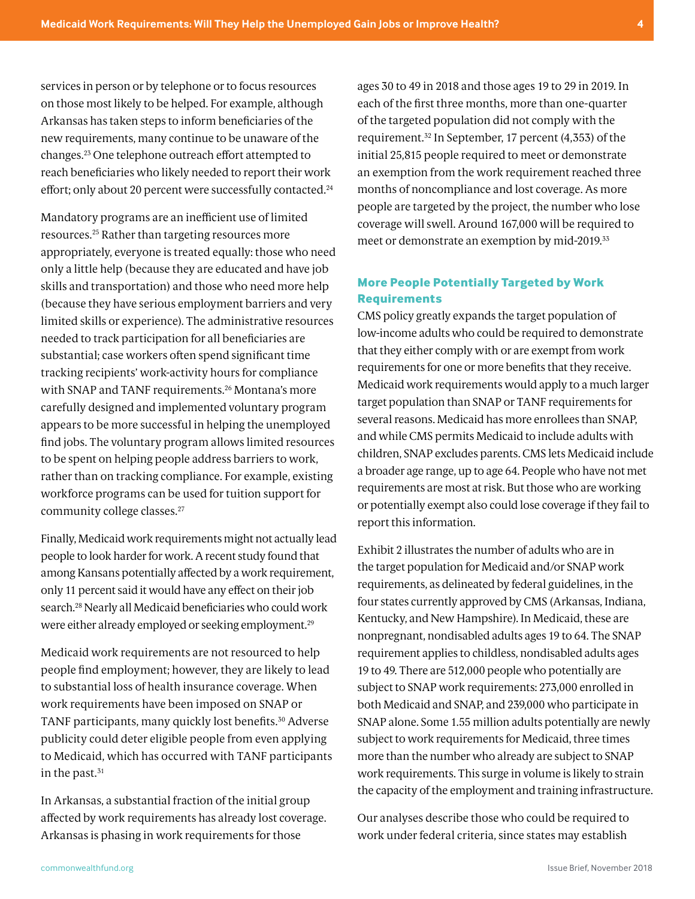services in person or by telephone or to focus resources on those most likely to be helped. For example, although Arkansas has taken steps to inform beneficiaries of the new requirements, many continue to be unaware of the changes.[23] One telephone outreach effort attempted to reach beneficiaries who likely needed to report their work effort; only about 20 percent were successfully contacted.[24]

Mandatory programs are an inefficient use of limited resources.[25] Rather than targeting resources more appropriately, everyone is treated equally: those who need only a little help (because they are educated and have job skills and transportation) and those who need more help (because they have serious employment barriers and very limited skills or experience). The administrative resources needed to track participation for all beneficiaries are substantial; case workers often spend significant time tracking recipients' work-activity hours for compliance with SNAP and TANF requirements.[26] Montana's more carefully designed and implemented voluntary program appears to be more successful in helping the unemployed find jobs. The voluntary program allows limited resources to be spent on helping people address barriers to work, rather than on tracking compliance. For example, existing workforce programs can be used for tuition support for community college classes.[27]

Finally, Medicaid work requirements might not actually lead people to look harder for work. A recent study found that among Kansans potentially affected by a work requirement, only 11 percent said it would have any effect on their job search.[28] Nearly all Medicaid beneficiaries who could work were either already employed or seeking employment.[29]

Medicaid work requirements are not resourced to help people find employment; however, they are likely to lead to substantial loss of health insurance coverage. When work requirements have been imposed on SNAP or TANF participants, many quickly lost benefits.[30] Adverse publicity could deter eligible people from even applying to Medicaid, which has occurred with TANF participants in the past.[31]

In Arkansas, a substantial fraction of the initial group affected by work requirements has already lost coverage. Arkansas is phasing in work requirements for those ages 30 to 49 in 2018 and those ages 19 to 29 in 2019. In each of the first three months, more than one-quarter of the targeted population did not comply with the requirement.[32] In September, 17 percent (4,353) of the initial 25,815 people required to meet or demonstrate an exemption from the work requirement reached three months of noncompliance and lost coverage. As more people are targeted by the project, the number who lose coverage will swell. Around 167,000 will be required to meet or demonstrate an exemption by mid-2019.[33]

## More People Potentially Targeted by Work Requirements

CMS policy greatly expands the target population of low-income adults who could be required to demonstrate that they either comply with or are exempt from work requirements for one or more benefits that they receive. Medicaid work requirements would apply to a much larger target population than SNAP or TANF requirements for several reasons. Medicaid has more enrollees than SNAP, and while CMS permits Medicaid to include adults with children, SNAP excludes parents. CMS lets Medicaid include a broader age range, up to age 64. People who have not met requirements are most at risk. But those who are working or potentially exempt also could lose coverage if they fail to report this information.

Exhibit 2 illustrates the number of adults who are in the target population for Medicaid and/or SNAP work requirements, as delineated by federal guidelines, in the four states currently approved by CMS (Arkansas, Indiana, Kentucky, and New Hampshire). In Medicaid, these are nonpregnant, nondisabled adults ages 19 to 64. The SNAP requirement applies to childless, nondisabled adults ages 19 to 49. There are 512,000 people who potentially are subject to SNAP work requirements: 273,000 enrolled in both Medicaid and SNAP, and 239,000 who participate in SNAP alone. Some 1.55 million adults potentially are newly subject to work requirements for Medicaid, three times more than the number who already are subject to SNAP work requirements. This surge in volume is likely to strain the capacity of the employment and training infrastructure.

Our analyses describe those who could be required to work under federal criteria, since states may establish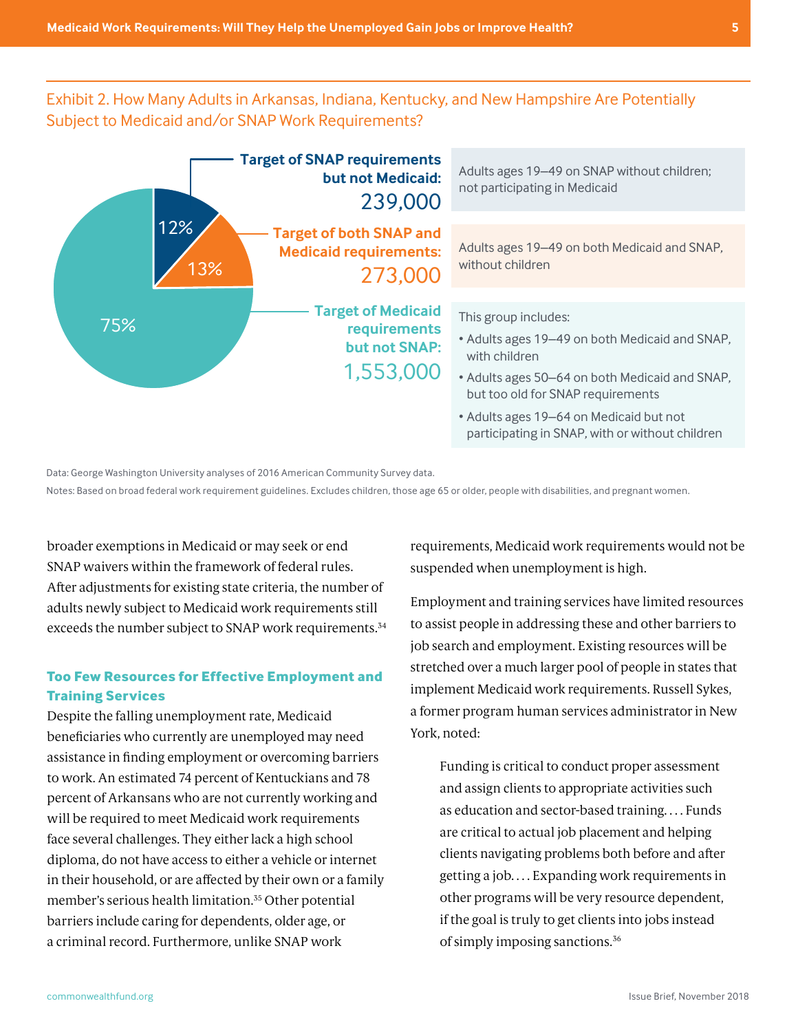## Exhibit 2. How Many Adults in Arkansas, Indiana, Kentucky, and New Hampshire Are Potentially Subject to Medicaid and/or SNAP Work Requirements?

| | | |
|---|---|---|
| 12% | **Target of SNAP requirements but not Medicaid:** 239,000 | Adults ages 19–49 on SNAP without children; not participating in Medicaid |
| 13% | **Target of both SNAP and Medicaid requirements:** 273,000 | Adults ages 19–49 on both Medicaid and SNAP, without children |
| 75% | **Target of Medicaid requirements but not SNAP:** 1,553,000 | This group includes: • Adults ages 19–49 on both Medicaid and SNAP, with children • Adults ages 50–64 on both Medicaid and SNAP, but too old for SNAP requirements • Adults ages 19–64 on Medicaid but not participating in SNAP, with or without children |

Data: George Washington University analyses of 2016 American Community Survey data.

Notes: Based on broad federal work requirement guidelines. Excludes children, those age 65 or older, people with disabilities, and pregnant women.

broader exemptions in Medicaid or may seek or end SNAP waivers within the framework of federal rules. After adjustments for existing state criteria, the number of adults newly subject to Medicaid work requirements still exceeds the number subject to SNAP work requirements.[34]

### Too Few Resources for Effective Employment and Training Services

Despite the falling unemployment rate, Medicaid beneficiaries who currently are unemployed may need assistance in finding employment or overcoming barriers to work. An estimated 74 percent of Kentuckians and 78 percent of Arkansans who are not currently working and will be required to meet Medicaid work requirements face several challenges. They either lack a high school diploma, do not have access to either a vehicle or internet in their household, or are affected by their own or a family member's serious health limitation.[35] Other potential barriers include caring for dependents, older age, or a criminal record. Furthermore, unlike SNAP work requirements, Medicaid work requirements would not be suspended when unemployment is high.

Employment and training services have limited resources to assist people in addressing these and other barriers to job search and employment. Existing resources will be stretched over a much larger pool of people in states that implement Medicaid work requirements. Russell Sykes, a former program human services administrator in New York, noted:

> Funding is critical to conduct proper assessment and assign clients to appropriate activities such as education and sector-based training. . . . Funds are critical to actual job placement and helping clients navigating problems both before and after getting a job. . . . Expanding work requirements in other programs will be very resource dependent, if the goal is truly to get clients into jobs instead of simply imposing sanctions.[36]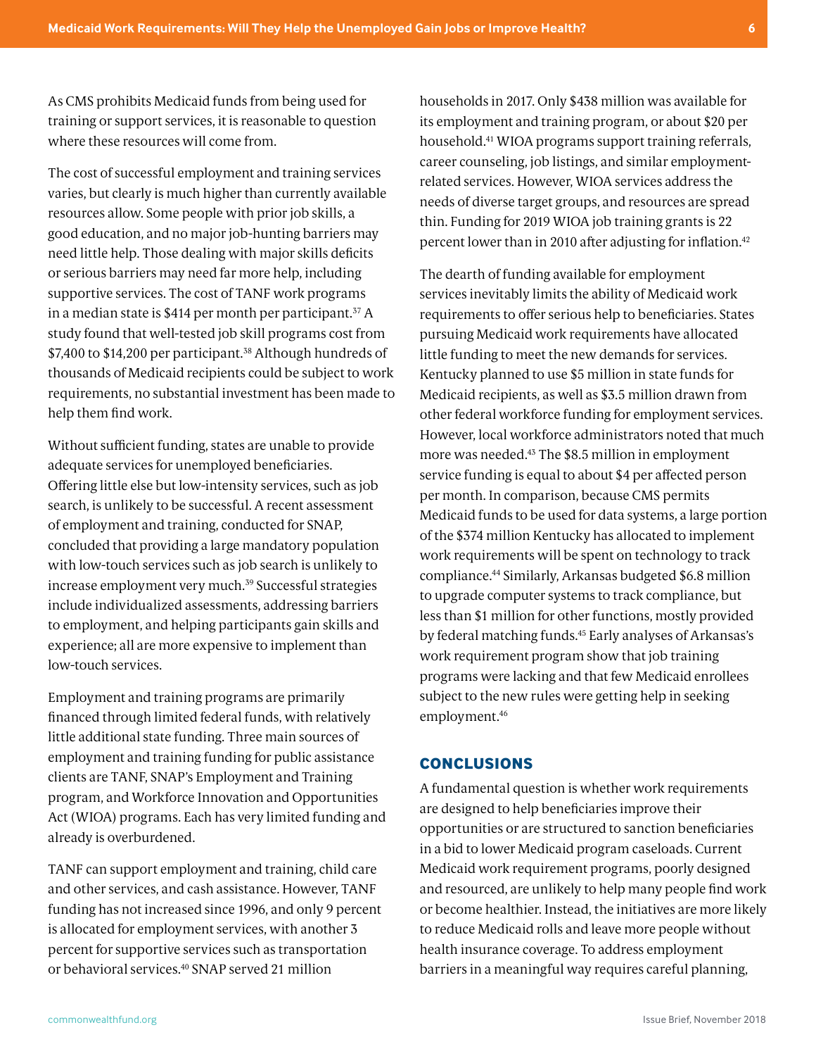As CMS prohibits Medicaid funds from being used for training or support services, it is reasonable to question where these resources will come from.

The cost of successful employment and training services varies, but clearly is much higher than currently available resources allow. Some people with prior job skills, a good education, and no major job-hunting barriers may need little help. Those dealing with major skills deficits or serious barriers may need far more help, including supportive services. The cost of TANF work programs in a median state is $414 per month per participant.[37] A study found that well-tested job skill programs cost from $7,400 to $14,200 per participant.[38] Although hundreds of thousands of Medicaid recipients could be subject to work requirements, no substantial investment has been made to help them find work.

Without sufficient funding, states are unable to provide adequate services for unemployed beneficiaries. Offering little else but low-intensity services, such as job search, is unlikely to be successful. A recent assessment of employment and training, conducted for SNAP, concluded that providing a large mandatory population with low-touch services such as job search is unlikely to increase employment very much.[39] Successful strategies include individualized assessments, addressing barriers to employment, and helping participants gain skills and experience; all are more expensive to implement than low-touch services.

Employment and training programs are primarily financed through limited federal funds, with relatively little additional state funding. Three main sources of employment and training funding for public assistance clients are TANF, SNAP's Employment and Training program, and Workforce Innovation and Opportunities Act (WIOA) programs. Each has very limited funding and already is overburdened.

TANF can support employment and training, child care and other services, and cash assistance. However, TANF funding has not increased since 1996, and only 9 percent is allocated for employment services, with another 3 percent for supportive services such as transportation or behavioral services.[40] SNAP served 21 million households in 2017. Only $438 million was available for its employment and training program, or about $20 per household.[41] WIOA programs support training referrals, career counseling, job listings, and similar employment-related services. However, WIOA services address the needs of diverse target groups, and resources are spread thin. Funding for 2019 WIOA job training grants is 22 percent lower than in 2010 after adjusting for inflation.[42]

The dearth of funding available for employment services inevitably limits the ability of Medicaid work requirements to offer serious help to beneficiaries. States pursuing Medicaid work requirements have allocated little funding to meet the new demands for services. Kentucky planned to use $5 million in state funds for Medicaid recipients, as well as $3.5 million drawn from other federal workforce funding for employment services. However, local workforce administrators noted that much more was needed.[43] The $8.5 million in employment service funding is equal to about $4 per affected person per month. In comparison, because CMS permits Medicaid funds to be used for data systems, a large portion of the $374 million Kentucky has allocated to implement work requirements will be spent on technology to track compliance.[44] Similarly, Arkansas budgeted $6.8 million to upgrade computer systems to track compliance, but less than $1 million for other functions, mostly provided by federal matching funds.[45] Early analyses of Arkansas's work requirement program show that job training programs were lacking and that few Medicaid enrollees subject to the new rules were getting help in seeking employment.[46]

## CONCLUSIONS

A fundamental question is whether work requirements are designed to help beneficiaries improve their opportunities or are structured to sanction beneficiaries in a bid to lower Medicaid program caseloads. Current Medicaid work requirement programs, poorly designed and resourced, are unlikely to help many people find work or become healthier. Instead, the initiatives are more likely to reduce Medicaid rolls and leave more people without health insurance coverage. To address employment barriers in a meaningful way requires careful planning,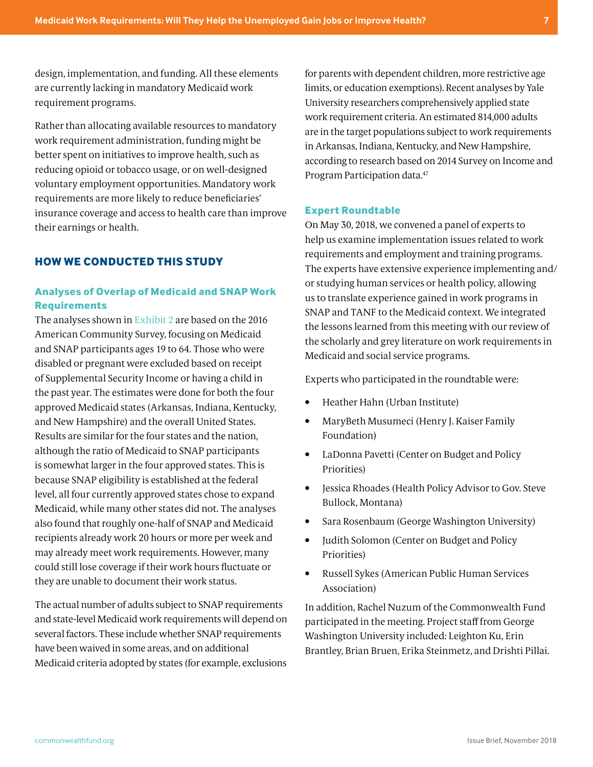design, implementation, and funding. All these elements are currently lacking in mandatory Medicaid work requirement programs.

Rather than allocating available resources to mandatory work requirement administration, funding might be better spent on initiatives to improve health, such as reducing opioid or tobacco usage, or on well-designed voluntary employment opportunities. Mandatory work requirements are more likely to reduce beneficiaries' insurance coverage and access to health care than improve their earnings or health.

## HOW WE CONDUCTED THIS STUDY

### Analyses of Overlap of Medicaid and SNAP Work Requirements

The analyses shown in Exhibit 2 are based on the 2016 American Community Survey, focusing on Medicaid and SNAP participants ages 19 to 64. Those who were disabled or pregnant were excluded based on receipt of Supplemental Security Income or having a child in the past year. The estimates were done for both the four approved Medicaid states (Arkansas, Indiana, Kentucky, and New Hampshire) and the overall United States. Results are similar for the four states and the nation, although the ratio of Medicaid to SNAP participants is somewhat larger in the four approved states. This is because SNAP eligibility is established at the federal level, all four currently approved states chose to expand Medicaid, while many other states did not. The analyses also found that roughly one-half of SNAP and Medicaid recipients already work 20 hours or more per week and may already meet work requirements. However, many could still lose coverage if their work hours fluctuate or they are unable to document their work status.

The actual number of adults subject to SNAP requirements and state-level Medicaid work requirements will depend on several factors. These include whether SNAP requirements have been waived in some areas, and on additional Medicaid criteria adopted by states (for example, exclusions for parents with dependent children, more restrictive age limits, or education exemptions). Recent analyses by Yale University researchers comprehensively applied state work requirement criteria. An estimated 814,000 adults are in the target populations subject to work requirements in Arkansas, Indiana, Kentucky, and New Hampshire, according to research based on 2014 Survey on Income and Program Participation data.[47]

### Expert Roundtable

On May 30, 2018, we convened a panel of experts to help us examine implementation issues related to work requirements and employment and training programs. The experts have extensive experience implementing and/or studying human services or health policy, allowing us to translate experience gained in work programs in SNAP and TANF to the Medicaid context. We integrated the lessons learned from this meeting with our review of the scholarly and grey literature on work requirements in Medicaid and social service programs.

Experts who participated in the roundtable were:

- Heather Hahn (Urban Institute)
- MaryBeth Musumeci (Henry J. Kaiser Family Foundation)
- LaDonna Pavetti (Center on Budget and Policy Priorities)
- Jessica Rhoades (Health Policy Advisor to Gov. Steve Bullock, Montana)
- Sara Rosenbaum (George Washington University)
- Judith Solomon (Center on Budget and Policy Priorities)
- Russell Sykes (American Public Human Services Association)

In addition, Rachel Nuzum of the Commonwealth Fund participated in the meeting. Project staff from George Washington University included: Leighton Ku, Erin Brantley, Brian Bruen, Erika Steinmetz, and Drishti Pillai.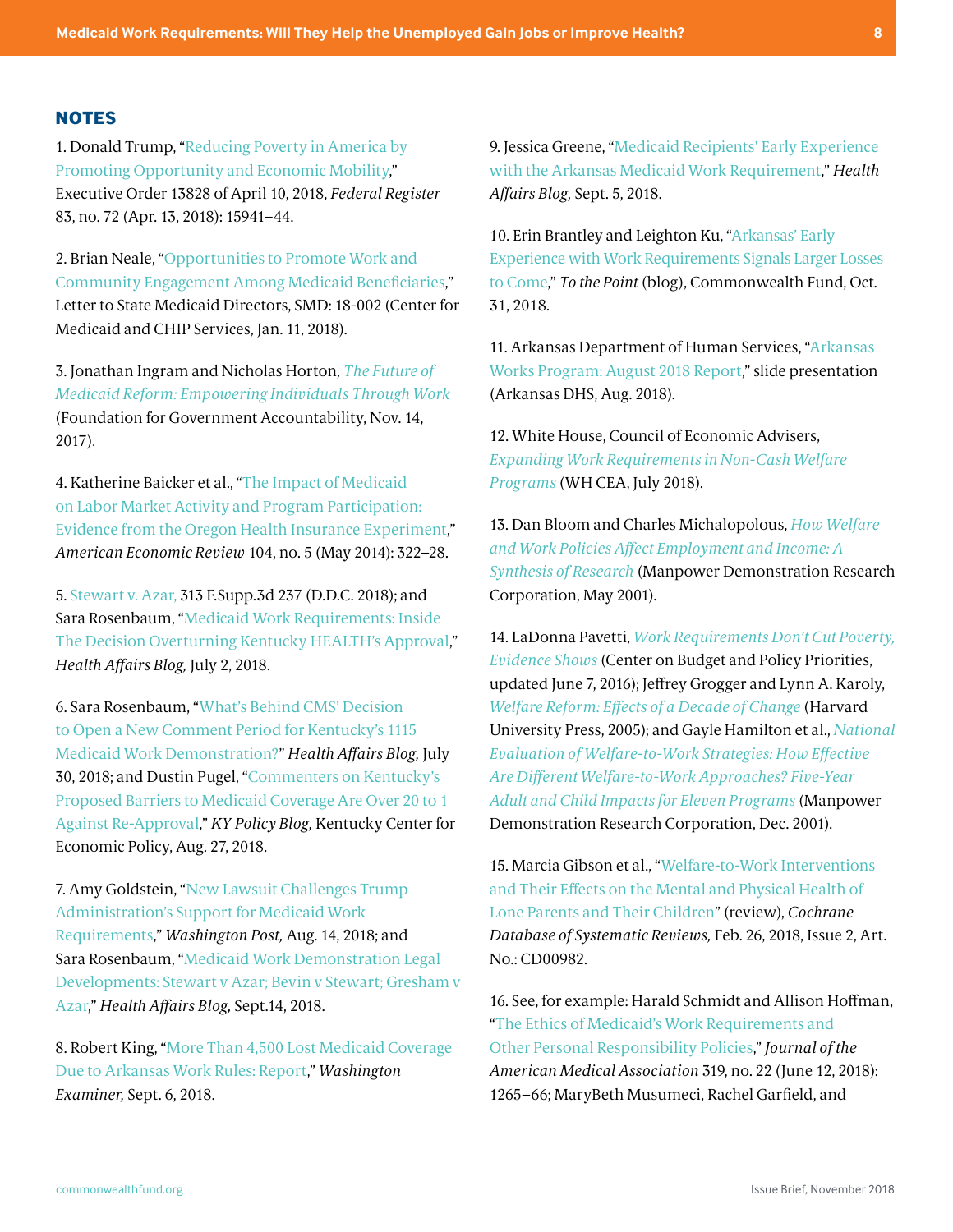## NOTES

1. Donald Trump, "Reducing Poverty in America by Promoting Opportunity and Economic Mobility," Executive Order 13828 of April 10, 2018, *Federal Register* 83, no. 72 (Apr. 13, 2018): 15941–44.

2. Brian Neale, "Opportunities to Promote Work and Community Engagement Among Medicaid Beneficiaries," Letter to State Medicaid Directors, SMD: 18-002 (Center for Medicaid and CHIP Services, Jan. 11, 2018).

3. Jonathan Ingram and Nicholas Horton, *The Future of Medicaid Reform: Empowering Individuals Through Work* (Foundation for Government Accountability, Nov. 14, 2017).

4. Katherine Baicker et al., "The Impact of Medicaid on Labor Market Activity and Program Participation: Evidence from the Oregon Health Insurance Experiment," *American Economic Review* 104, no. 5 (May 2014): 322–28.

5. Stewart v. Azar, 313 F.Supp.3d 237 (D.D.C. 2018); and Sara Rosenbaum, "Medicaid Work Requirements: Inside The Decision Overturning Kentucky HEALTH's Approval," *Health Affairs Blog,* July 2, 2018.

6. Sara Rosenbaum, "What's Behind CMS' Decision to Open a New Comment Period for Kentucky's 1115 Medicaid Work Demonstration?" *Health Affairs Blog,* July 30, 2018; and Dustin Pugel, "Commenters on Kentucky's Proposed Barriers to Medicaid Coverage Are Over 20 to 1 Against Re-Approval," *KY Policy Blog,* Kentucky Center for Economic Policy, Aug. 27, 2018.

7. Amy Goldstein, "New Lawsuit Challenges Trump Administration's Support for Medicaid Work Requirements," *Washington Post,* Aug. 14, 2018; and Sara Rosenbaum, "Medicaid Work Demonstration Legal Developments: Stewart v Azar; Bevin v Stewart; Gresham v Azar," *Health Affairs Blog,* Sept.14, 2018.

8. Robert King, "More Than 4,500 Lost Medicaid Coverage Due to Arkansas Work Rules: Report," *Washington Examiner,* Sept. 6, 2018.

9. Jessica Greene, "Medicaid Recipients' Early Experience with the Arkansas Medicaid Work Requirement," *Health Affairs Blog,* Sept. 5, 2018.

10. Erin Brantley and Leighton Ku, "Arkansas' Early Experience with Work Requirements Signals Larger Losses to Come," *To the Point* (blog), Commonwealth Fund, Oct. 31, 2018.

11. Arkansas Department of Human Services, "Arkansas Works Program: August 2018 Report," slide presentation (Arkansas DHS, Aug. 2018).

12. White House, Council of Economic Advisers, *Expanding Work Requirements in Non-Cash Welfare Programs* (WH CEA, July 2018).

13. Dan Bloom and Charles Michalopolous, *How Welfare and Work Policies Affect Employment and Income: A Synthesis of Research* (Manpower Demonstration Research Corporation, May 2001).

14. LaDonna Pavetti, *Work Requirements Don't Cut Poverty, Evidence Shows* (Center on Budget and Policy Priorities, updated June 7, 2016); Jeffrey Grogger and Lynn A. Karoly, *Welfare Reform: Effects of a Decade of Change* (Harvard University Press, 2005); and Gayle Hamilton et al., *National Evaluation of Welfare-to-Work Strategies: How Effective Are Different Welfare-to-Work Approaches? Five-Year Adult and Child Impacts for Eleven Programs* (Manpower Demonstration Research Corporation, Dec. 2001).

15. Marcia Gibson et al., "Welfare-to-Work Interventions and Their Effects on the Mental and Physical Health of Lone Parents and Their Children" (review), *Cochrane Database of Systematic Reviews,* Feb. 26, 2018, Issue 2, Art. No.: CD00982.

16. See, for example: Harald Schmidt and Allison Hoffman, "The Ethics of Medicaid's Work Requirements and Other Personal Responsibility Policies," *Journal of the American Medical Association* 319, no. 22 (June 12, 2018): 1265–66; MaryBeth Musumeci, Rachel Garfield, and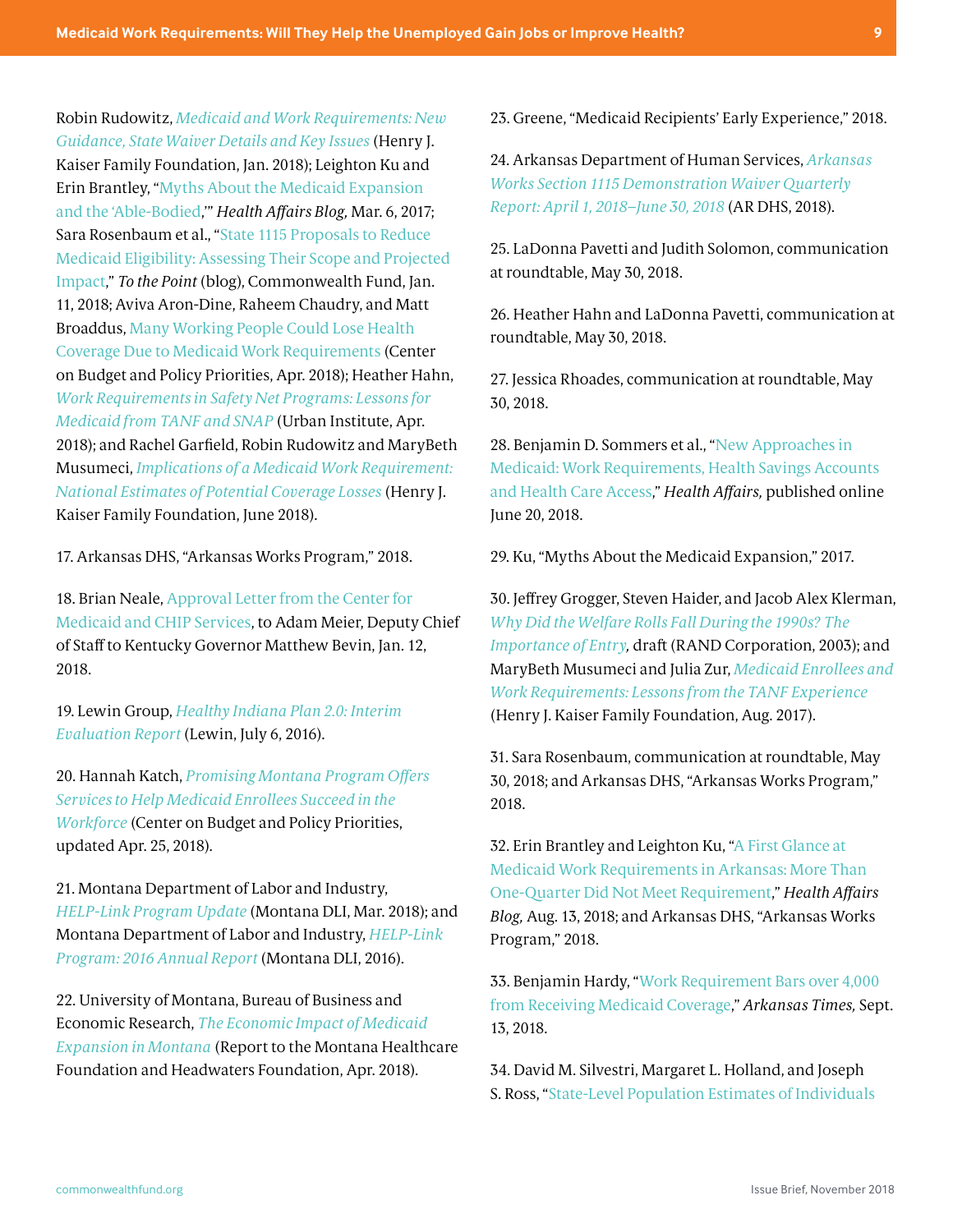Robin Rudowitz, *Medicaid and Work Requirements: New Guidance, State Waiver Details and Key Issues* (Henry J. Kaiser Family Foundation, Jan. 2018); Leighton Ku and Erin Brantley, "Myths About the Medicaid Expansion and the 'Able-Bodied,'" *Health Affairs Blog,* Mar. 6, 2017; Sara Rosenbaum et al., "State 1115 Proposals to Reduce Medicaid Eligibility: Assessing Their Scope and Projected Impact," *To the Point* (blog), Commonwealth Fund, Jan. 11, 2018; Aviva Aron-Dine, Raheem Chaudry, and Matt Broaddus, Many Working People Could Lose Health Coverage Due to Medicaid Work Requirements (Center on Budget and Policy Priorities, Apr. 2018); Heather Hahn, *Work Requirements in Safety Net Programs: Lessons for Medicaid from TANF and SNAP* (Urban Institute, Apr. 2018); and Rachel Garfield, Robin Rudowitz and MaryBeth Musumeci, *Implications of a Medicaid Work Requirement: National Estimates of Potential Coverage Losses* (Henry J. Kaiser Family Foundation, June 2018).

17. Arkansas DHS, "Arkansas Works Program," 2018.

18. Brian Neale, Approval Letter from the Center for Medicaid and CHIP Services, to Adam Meier, Deputy Chief of Staff to Kentucky Governor Matthew Bevin, Jan. 12, 2018.

19. Lewin Group, *Healthy Indiana Plan 2.0: Interim Evaluation Report* (Lewin, July 6, 2016).

20. Hannah Katch, *Promising Montana Program Offers Services to Help Medicaid Enrollees Succeed in the Workforce* (Center on Budget and Policy Priorities, updated Apr. 25, 2018).

21. Montana Department of Labor and Industry, *HELP-Link Program Update* (Montana DLI, Mar. 2018); and Montana Department of Labor and Industry, *HELP-Link Program: 2016 Annual Report* (Montana DLI, 2016).

22. University of Montana, Bureau of Business and Economic Research, *The Economic Impact of Medicaid Expansion in Montana* (Report to the Montana Healthcare Foundation and Headwaters Foundation, Apr. 2018).

23. Greene, "Medicaid Recipients' Early Experience," 2018.

24. Arkansas Department of Human Services, *Arkansas Works Section 1115 Demonstration Waiver Quarterly Report: April 1, 2018–June 30, 2018* (AR DHS, 2018).

25. LaDonna Pavetti and Judith Solomon, communication at roundtable, May 30, 2018.

26. Heather Hahn and LaDonna Pavetti, communication at roundtable, May 30, 2018.

27. Jessica Rhoades, communication at roundtable, May 30, 2018.

28. Benjamin D. Sommers et al., "New Approaches in Medicaid: Work Requirements, Health Savings Accounts and Health Care Access," *Health Affairs,* published online June 20, 2018.

29. Ku, "Myths About the Medicaid Expansion," 2017.

30. Jeffrey Grogger, Steven Haider, and Jacob Alex Klerman, *Why Did the Welfare Rolls Fall During the 1990s? The Importance of Entry,* draft (RAND Corporation, 2003); and MaryBeth Musumeci and Julia Zur, *Medicaid Enrollees and Work Requirements: Lessons from the TANF Experience* (Henry J. Kaiser Family Foundation, Aug. 2017).

31. Sara Rosenbaum, communication at roundtable, May 30, 2018; and Arkansas DHS, "Arkansas Works Program," 2018.

32. Erin Brantley and Leighton Ku, "A First Glance at Medicaid Work Requirements in Arkansas: More Than One-Quarter Did Not Meet Requirement," *Health Affairs Blog,* Aug. 13, 2018; and Arkansas DHS, "Arkansas Works Program," 2018.

33. Benjamin Hardy, "Work Requirement Bars over 4,000 from Receiving Medicaid Coverage," *Arkansas Times,* Sept. 13, 2018.

34. David M. Silvestri, Margaret L. Holland, and Joseph S. Ross, "State-Level Population Estimates of Individuals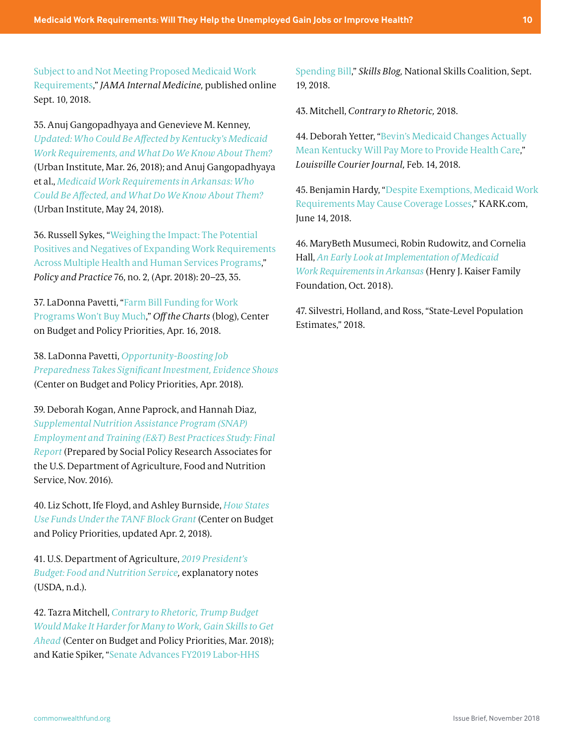Subject to and Not Meeting Proposed Medicaid Work Requirements," *JAMA Internal Medicine,* published online Sept. 10, 2018.

35. Anuj Gangopadhyaya and Genevieve M. Kenney, *Updated: Who Could Be Affected by Kentucky's Medicaid Work Requirements, and What Do We Know About Them?* (Urban Institute, Mar. 26, 2018); and Anuj Gangopadhyaya et al., *Medicaid Work Requirements in Arkansas: Who Could Be Affected, and What Do We Know About Them?* (Urban Institute, May 24, 2018).

36. Russell Sykes, "Weighing the Impact: The Potential Positives and Negatives of Expanding Work Requirements Across Multiple Health and Human Services Programs," *Policy and Practice* 76, no. 2, (Apr. 2018): 20–23, 35.

37. LaDonna Pavetti, "Farm Bill Funding for Work Programs Won't Buy Much," *Off the Charts* (blog), Center on Budget and Policy Priorities, Apr. 16, 2018.

38. LaDonna Pavetti, *Opportunity-Boosting Job Preparedness Takes Significant Investment, Evidence Shows* (Center on Budget and Policy Priorities, Apr. 2018).

39. Deborah Kogan, Anne Paprock, and Hannah Diaz, *Supplemental Nutrition Assistance Program (SNAP) Employment and Training (E&T) Best Practices Study: Final Report* (Prepared by Social Policy Research Associates for the U.S. Department of Agriculture, Food and Nutrition Service, Nov. 2016).

40. Liz Schott, Ife Floyd, and Ashley Burnside, *How States Use Funds Under the TANF Block Grant* (Center on Budget and Policy Priorities, updated Apr. 2, 2018).

41. U.S. Department of Agriculture, *2019 President's Budget: Food and Nutrition Service,* explanatory notes (USDA, n.d.).

42. Tazra Mitchell, *Contrary to Rhetoric, Trump Budget Would Make It Harder for Many to Work, Gain Skills to Get Ahead* (Center on Budget and Policy Priorities, Mar. 2018); and Katie Spiker, "Senate Advances FY2019 Labor-HHS Spending Bill," *Skills Blog,* National Skills Coalition, Sept. 19, 2018.

43. Mitchell, *Contrary to Rhetoric,* 2018.

44. Deborah Yetter, "Bevin's Medicaid Changes Actually Mean Kentucky Will Pay More to Provide Health Care," *Louisville Courier Journal,* Feb. 14, 2018.

45. Benjamin Hardy, "Despite Exemptions, Medicaid Work Requirements May Cause Coverage Losses," KARK.com, June 14, 2018.

46. MaryBeth Musumeci, Robin Rudowitz, and Cornelia Hall, *An Early Look at Implementation of Medicaid Work Requirements in Arkansas* (Henry J. Kaiser Family Foundation, Oct. 2018).

47. Silvestri, Holland, and Ross, "State-Level Population Estimates," 2018.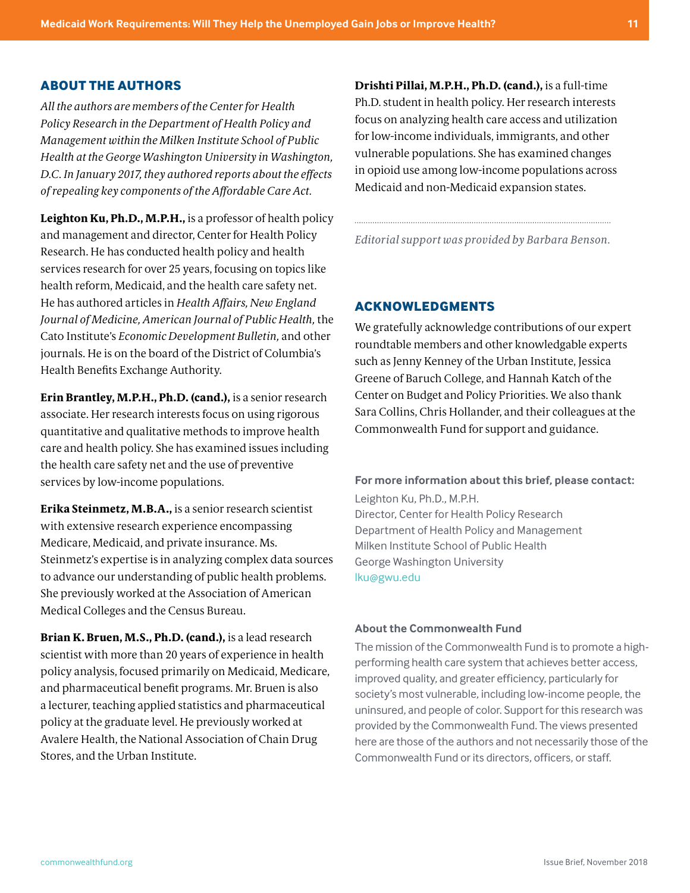## ABOUT THE AUTHORS

*All the authors are members of the Center for Health Policy Research in the Department of Health Policy and Management within the Milken Institute School of Public Health at the George Washington University in Washington, D.C. In January 2017, they authored reports about the effects of repealing key components of the Affordable Care Act.*

**Leighton Ku, Ph.D., M.P.H.,** is a professor of health policy and management and director, Center for Health Policy Research. He has conducted health policy and health services research for over 25 years, focusing on topics like health reform, Medicaid, and the health care safety net. He has authored articles in *Health Affairs, New England Journal of Medicine, American Journal of Public Health,* the Cato Institute's *Economic Development Bulletin,* and other journals. He is on the board of the District of Columbia's Health Benefits Exchange Authority.

**Erin Brantley, M.P.H., Ph.D. (cand.),** is a senior research associate. Her research interests focus on using rigorous quantitative and qualitative methods to improve health care and health policy. She has examined issues including the health care safety net and the use of preventive services by low-income populations.

**Erika Steinmetz, M.B.A.,** is a senior research scientist with extensive research experience encompassing Medicare, Medicaid, and private insurance. Ms. Steinmetz's expertise is in analyzing complex data sources to advance our understanding of public health problems. She previously worked at the Association of American Medical Colleges and the Census Bureau.

**Brian K. Bruen, M.S., Ph.D. (cand.),** is a lead research scientist with more than 20 years of experience in health policy analysis, focused primarily on Medicaid, Medicare, and pharmaceutical benefit programs. Mr. Bruen is also a lecturer, teaching applied statistics and pharmaceutical policy at the graduate level. He previously worked at Avalere Health, the National Association of Chain Drug Stores, and the Urban Institute.

**Drishti Pillai, M.P.H., Ph.D. (cand.),** is a full-time Ph.D. student in health policy. Her research interests focus on analyzing health care access and utilization for low-income individuals, immigrants, and other vulnerable populations. She has examined changes in opioid use among low-income populations across Medicaid and non-Medicaid expansion states.

*Editorial support was provided by Barbara Benson.*

## ACKNOWLEDGMENTS

We gratefully acknowledge contributions of our expert roundtable members and other knowledgable experts such as Jenny Kenney of the Urban Institute, Jessica Greene of Baruch College, and Hannah Katch of the Center on Budget and Policy Priorities. We also thank Sara Collins, Chris Hollander, and their colleagues at the Commonwealth Fund for support and guidance.

**For more information about this brief, please contact:**

Leighton Ku, Ph.D., M.P.H.
Director, Center for Health Policy Research
Department of Health Policy and Management
Milken Institute School of Public Health
George Washington University
lku@gwu.edu

**About the Commonwealth Fund**

The mission of the Commonwealth Fund is to promote a high-performing health care system that achieves better access, improved quality, and greater efficiency, particularly for society's most vulnerable, including low-income people, the uninsured, and people of color. Support for this research was provided by the Commonwealth Fund. The views presented here are those of the authors and not necessarily those of the Commonwealth Fund or its directors, officers, or staff.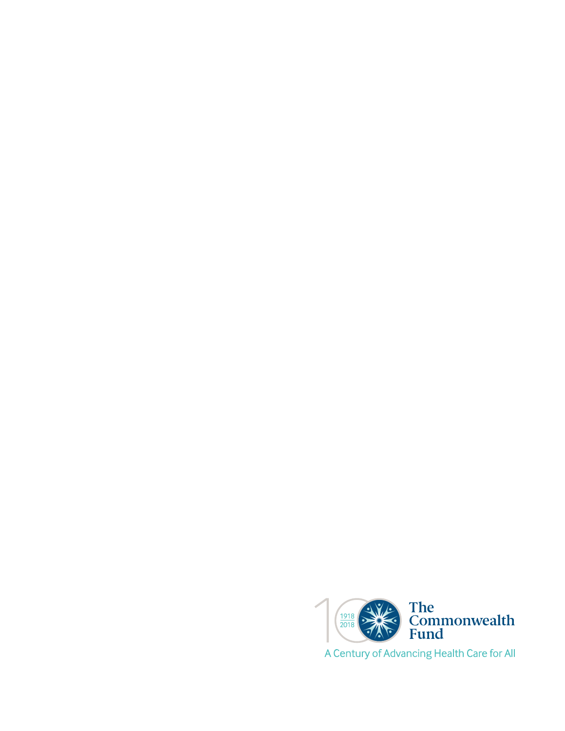1918
2018

The Commonwealth Fund

A Century of Advancing Health Care for All